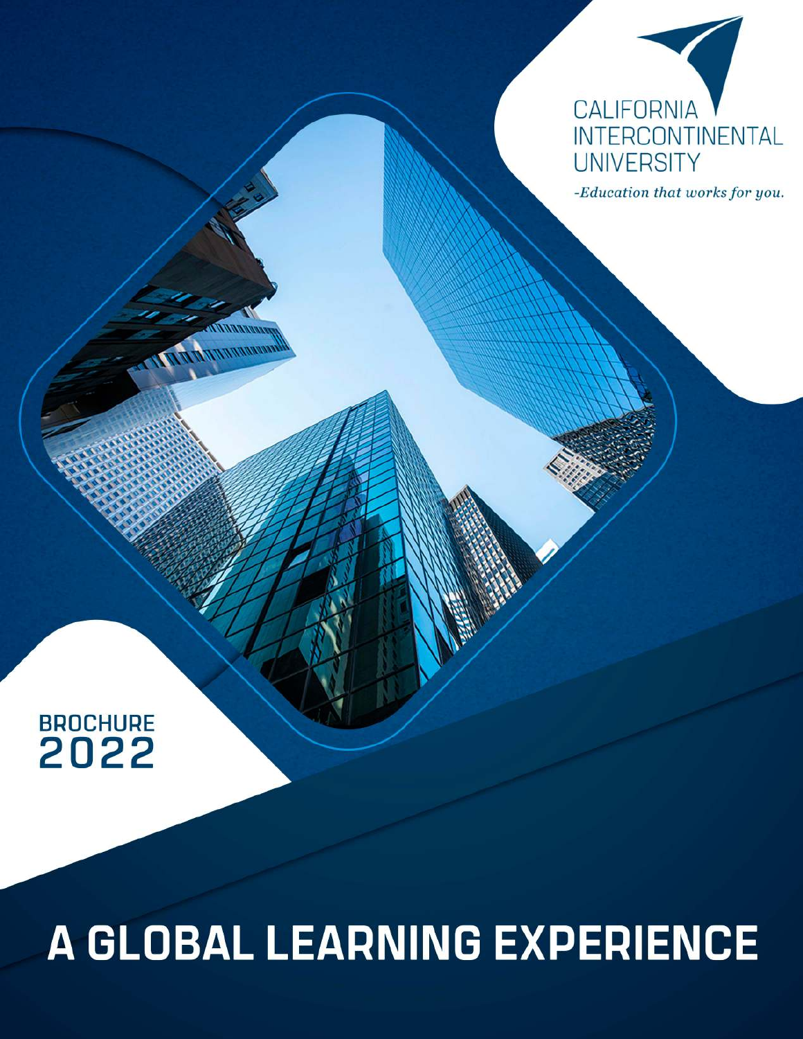CALIFORNIA INTERCONTINENTAL UNIVERSITY

*-Education that works for you.*

**BROCHURE 2022**

# A GLOBAL LEARNING EXPERIENCE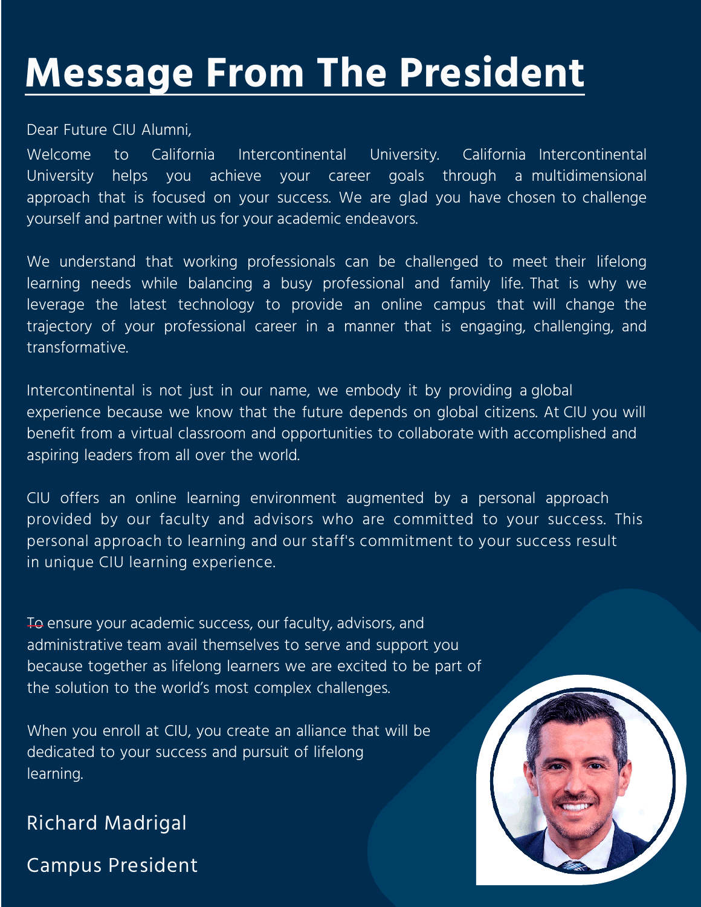# Message From The President

Dear Future CIU Alumni,

Welcome to California Intercontinental University. California Intercontinental University helps you achieve your career goals through a multidimensional approach that is focused on your success. We are glad you have chosen to challenge yourself and partner with us for your academic endeavors.

We understand that working professionals can be challenged to meet their lifelong learning needs while balancing a busy professional and family life. That is why we leverage the latest technology to provide an online campus that will change the trajectory of your professional career in a manner that is engaging, challenging, and transformative.

Intercontinental is not just in our name, we embody it by providing a global experience because we know that the future depends on global citizens. At CIU you will benefit from a virtual classroom and opportunities to collaborate with accomplished and aspiring leaders from all over the world.

CIU offers an online learning environment augmented by a personal approach provided by our faculty and advisors who are committed to your success. This personal approach to learning and our staff's commitment to your success result in unique CIU learning experience.

To ensure your academic success, our faculty, advisors, and administrative team avail themselves to serve and support you because together as lifelong learners we are excited to be part of the solution to the world's most complex challenges.

When you enroll at CIU, you create an alliance that will be dedicated to your success and pursuit of lifelong learning.

Richard Madrigal

Campus President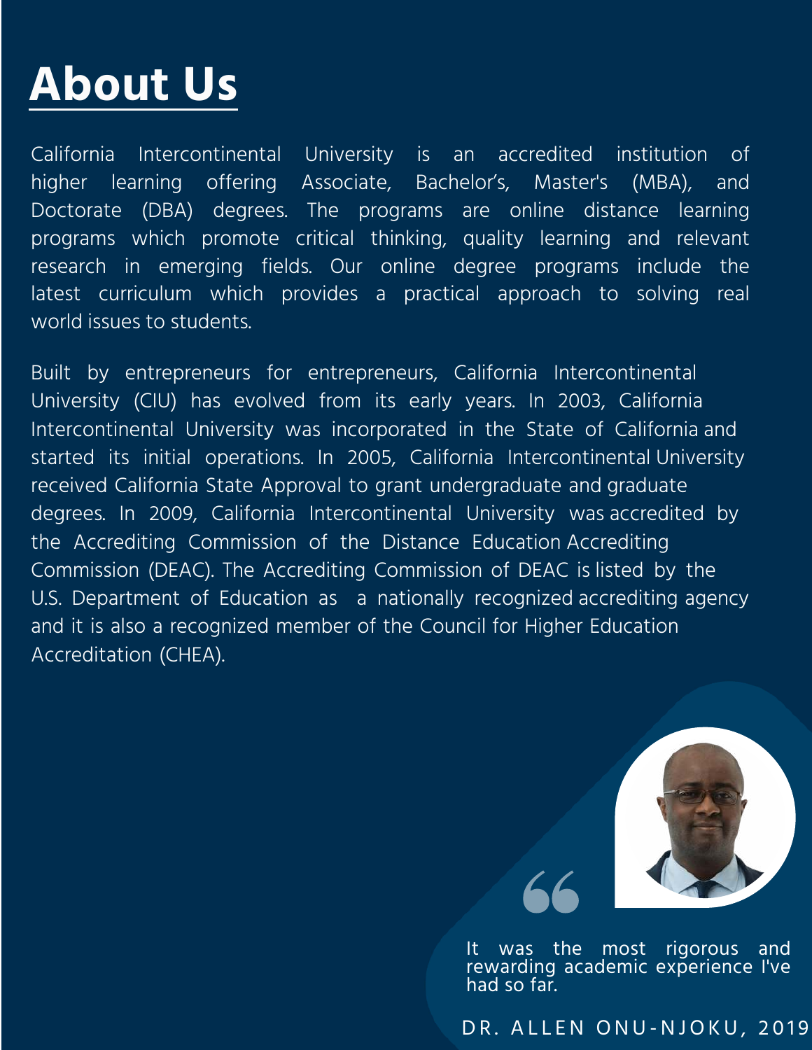# About Us

California Intercontinental University is an accredited institution of higher learning offering Associate, Bachelor's, Master's (MBA), and Doctorate (DBA) degrees. The programs are online distance learning programs which promote critical thinking, quality learning and relevant research in emerging fields. Our online degree programs include the latest curriculum which provides a practical approach to solving real world issues to students.

Built by entrepreneurs for entrepreneurs, California Intercontinental University (CIU) has evolved from its early years. In 2003, California Intercontinental University was incorporated in the State of California and started its initial operations. In 2005, California Intercontinental University received California State Approval to grant undergraduate and graduate degrees. In 2009, California Intercontinental University was accredited by the Accrediting Commission of the Distance Education Accrediting Commission (DEAC). The Accrediting Commission of DEAC is listed by the U.S. Department of Education as a nationally recognized accrediting agency and it is also a recognized member of the Council for Higher Education Accreditation (CHEA).

> It was the most rigorous and rewarding academic experience I've had so far.
>
> DR. ALLEN ONU-NJOKU, 2019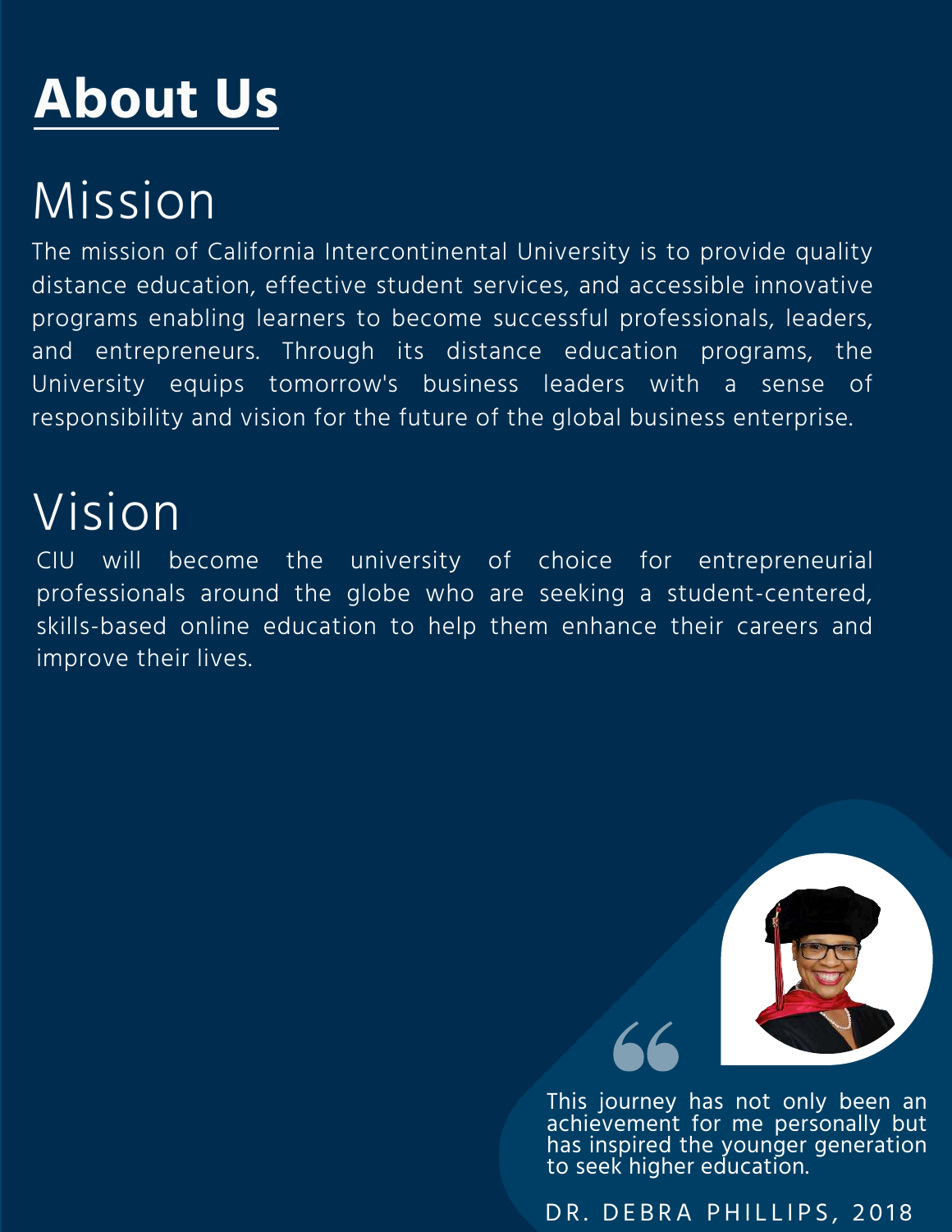# About Us

## Mission

The mission of California Intercontinental University is to provide quality distance education, effective student services, and accessible innovative programs enabling learners to become successful professionals, leaders, and entrepreneurs. Through its distance education programs, the University equips tomorrow's business leaders with a sense of responsibility and vision for the future of the global business enterprise.

## Vision

CIU will become the university of choice for entrepreneurial professionals around the globe who are seeking a student-centered, skills-based online education to help them enhance their careers and improve their lives.

> This journey has not only been an achievement for me personally but has inspired the younger generation to seek higher education.
>
> DR. DEBRA PHILLIPS, 2018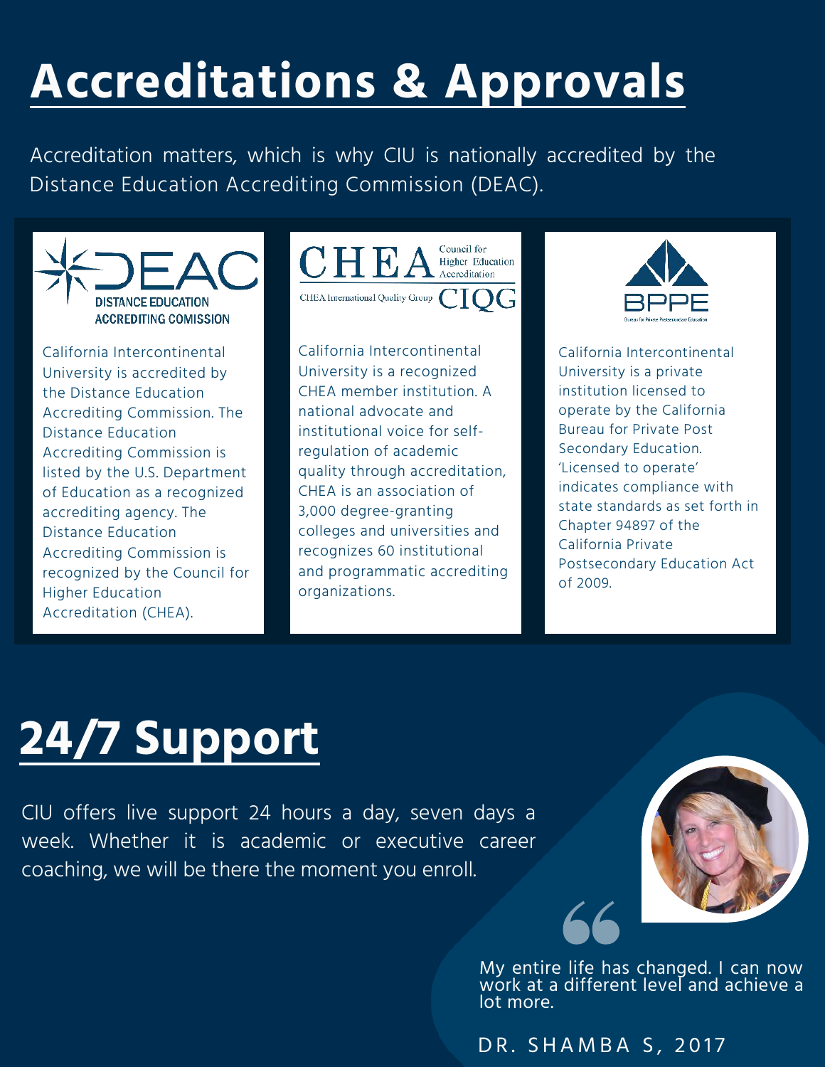# Accreditations & Approvals

Accreditation matters, which is why CIU is nationally accredited by the Distance Education Accrediting Commission (DEAC).

DEAC
DISTANCE EDUCATION ACCREDITING COMISSION

California Intercontinental University is accredited by the Distance Education Accrediting Commission. The Distance Education Accrediting Commission is listed by the U.S. Department of Education as a recognized accrediting agency. The Distance Education Accrediting Commission is recognized by the Council for Higher Education Accreditation (CHEA).

CHEA Council for Higher Education Accreditation
CHEA International Quality Group CIQG

California Intercontinental University is a recognized CHEA member institution. A national advocate and institutional voice for self-regulation of academic quality through accreditation, CHEA is an association of 3,000 degree-granting colleges and universities and recognizes 60 institutional and programmatic accrediting organizations.

BPPE
Bureau for Private Postsecondary Education

California Intercontinental University is a private institution licensed to operate by the California Bureau for Private Post Secondary Education. 'Licensed to operate' indicates compliance with state standards as set forth in Chapter 94897 of the California Private Postsecondary Education Act of 2009.

# 24/7 Support

CIU offers live support 24 hours a day, seven days a week. Whether it is academic or executive career coaching, we will be there the moment you enroll.

"My entire life has changed. I can now work at a different level and achieve a lot more."

DR. SHAMBA S, 2017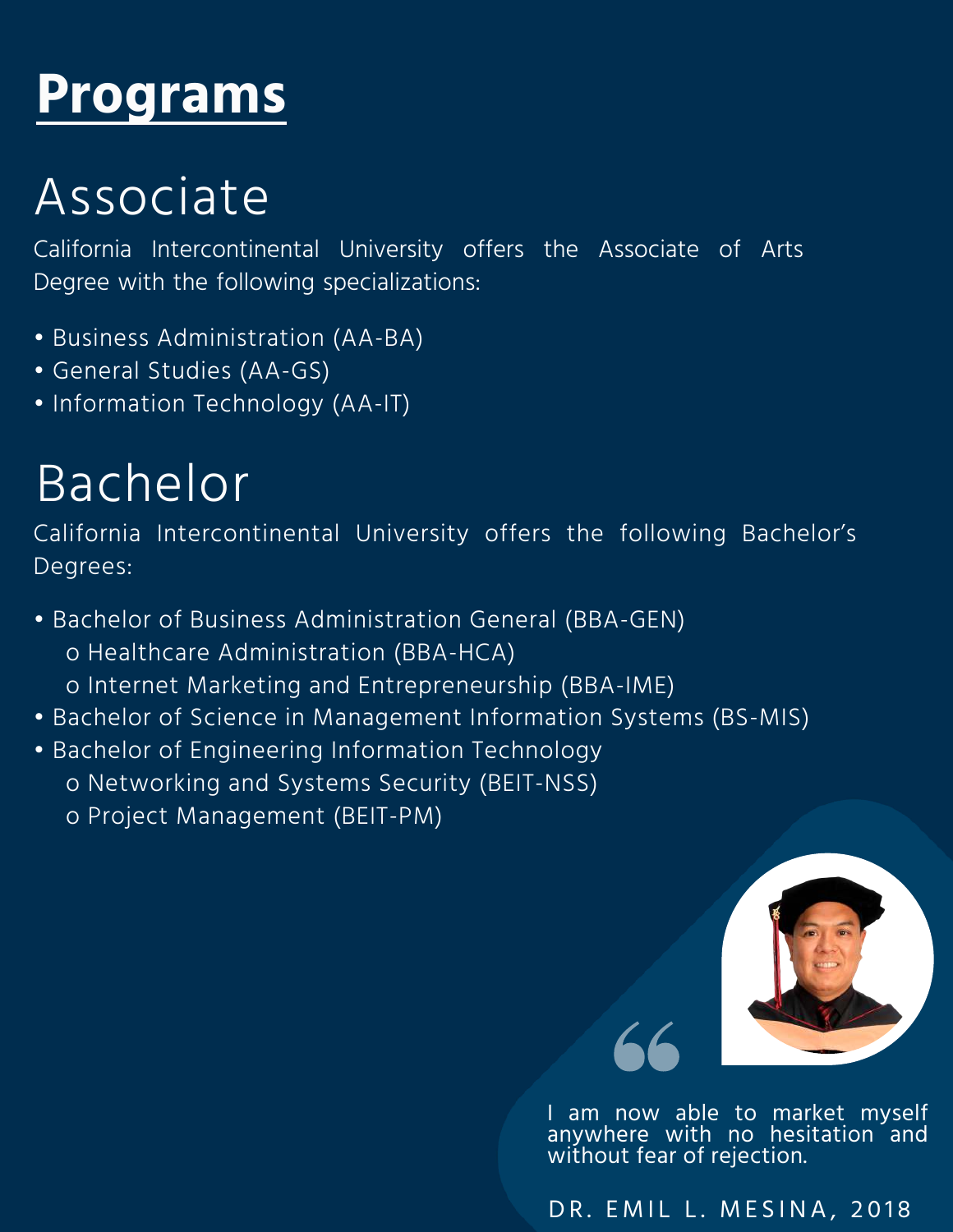# Programs

## Associate

California Intercontinental University offers the Associate of Arts Degree with the following specializations:

- Business Administration (AA-BA)
- General Studies (AA-GS)
- Information Technology (AA-IT)

## Bachelor

California Intercontinental University offers the following Bachelor's Degrees:

- Bachelor of Business Administration General (BBA-GEN)
  - Healthcare Administration (BBA-HCA)
  - Internet Marketing and Entrepreneurship (BBA-IME)
- Bachelor of Science in Management Information Systems (BS-MIS)
- Bachelor of Engineering Information Technology
  - Networking and Systems Security (BEIT-NSS)
  - Project Management (BEIT-PM)

> I am now able to market myself anywhere with no hesitation and without fear of rejection.
>
> DR. EMIL L. MESINA, 2018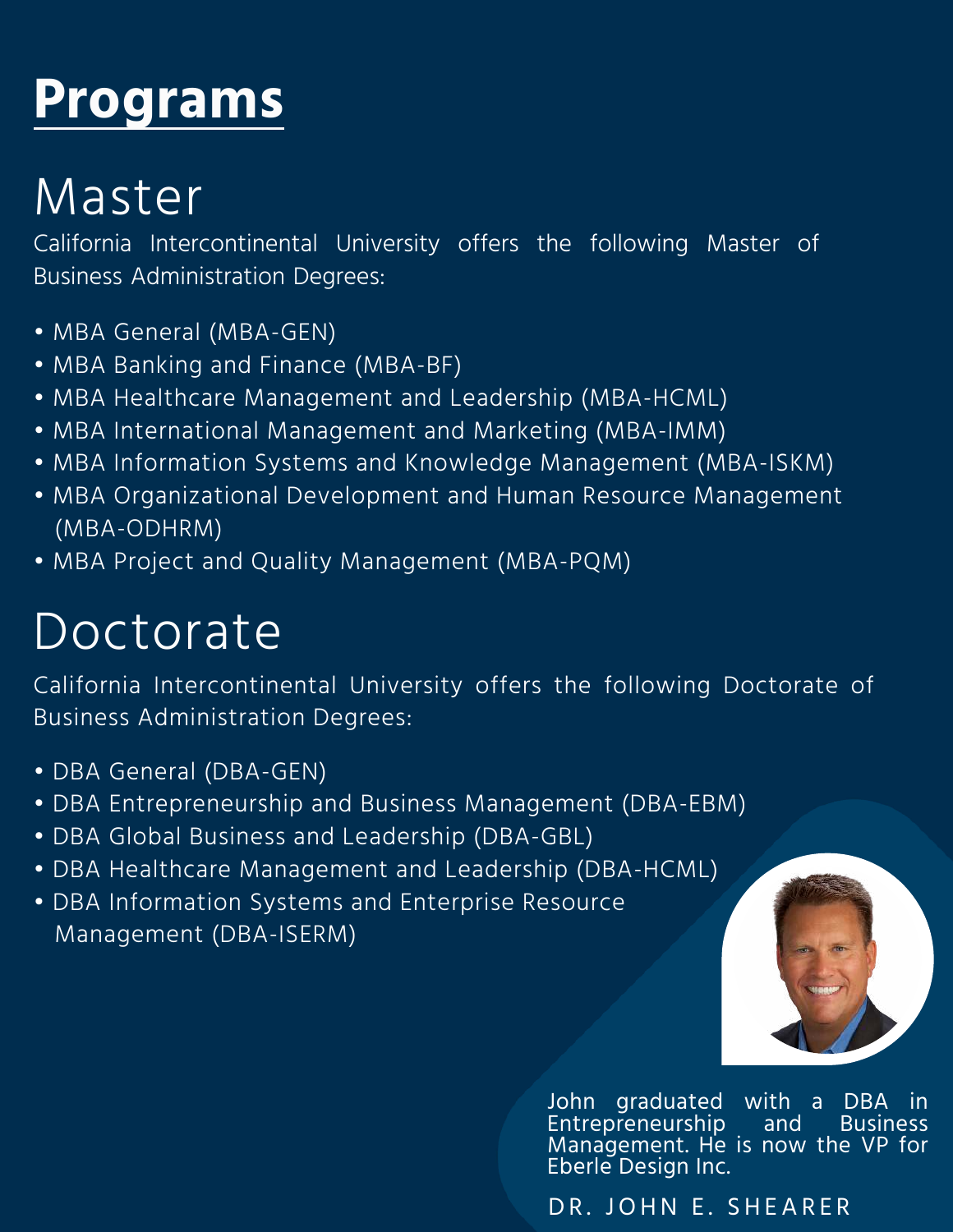# Programs

## Master

California Intercontinental University offers the following Master of Business Administration Degrees:

- MBA General (MBA-GEN)
- MBA Banking and Finance (MBA-BF)
- MBA Healthcare Management and Leadership (MBA-HCML)
- MBA International Management and Marketing (MBA-IMM)
- MBA Information Systems and Knowledge Management (MBA-ISKM)
- MBA Organizational Development and Human Resource Management (MBA-ODHRM)
- MBA Project and Quality Management (MBA-PQM)

## Doctorate

California Intercontinental University offers the following Doctorate of Business Administration Degrees:

- DBA General (DBA-GEN)
- DBA Entrepreneurship and Business Management (DBA-EBM)
- DBA Global Business and Leadership (DBA-GBL)
- DBA Healthcare Management and Leadership (DBA-HCML)
- DBA Information Systems and Enterprise Resource Management (DBA-ISERM)

John graduated with a DBA in Entrepreneurship and Business Management. He is now the VP for Eberle Design Inc.

DR. JOHN E. SHEARER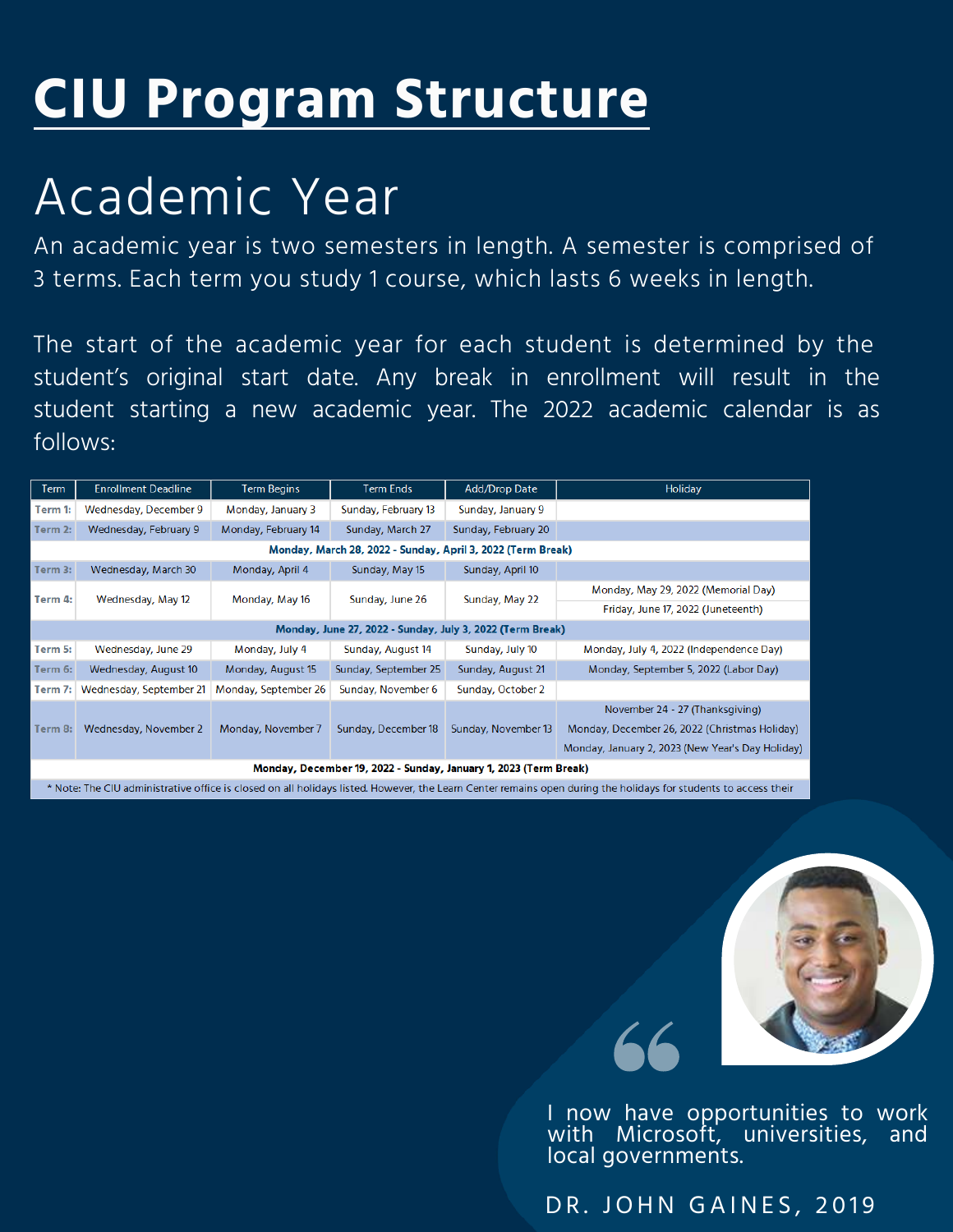# CIU Program Structure

## Academic Year

An academic year is two semesters in length. A semester is comprised of 3 terms. Each term you study 1 course, which lasts 6 weeks in length.

The start of the academic year for each student is determined by the student's original start date. Any break in enrollment will result in the student starting a new academic year. The 2022 academic calendar is as follows:

| Term | Enrollment Deadline | Term Begins | Term Ends | Add/Drop Date | Holiday |
|---|---|---|---|---|---|
| Term 1: | Wednesday, December 9 | Monday, January 3 | Sunday, February 13 | Sunday, January 9 | |
| Term 2: | Wednesday, February 9 | Monday, February 14 | Sunday, March 27 | Sunday, February 20 | |
| **Monday, March 28, 2022 - Sunday, April 3, 2022 (Term Break)** | | | | | |
| Term 3: | Wednesday, March 30 | Monday, April 4 | Sunday, May 15 | Sunday, April 10 | |
| Term 4: | Wednesday, May 12 | Monday, May 16 | Sunday, June 26 | Sunday, May 22 | Monday, May 29, 2022 (Memorial Day); Friday, June 17, 2022 (Juneteenth) |
| **Monday, June 27, 2022 - Sunday, July 3, 2022 (Term Break)** | | | | | |
| Term 5: | Wednesday, June 29 | Monday, July 4 | Sunday, August 14 | Sunday, July 10 | Monday, July 4, 2022 (Independence Day) |
| Term 6: | Wednesday, August 10 | Monday, August 15 | Sunday, September 25 | Sunday, August 21 | Monday, September 5, 2022 (Labor Day) |
| Term 7: | Wednesday, September 21 | Monday, September 26 | Sunday, November 6 | Sunday, October 2 | |
| Term 8: | Wednesday, November 2 | Monday, November 7 | Sunday, December 18 | Sunday, November 13 | November 24 - 27 (Thanksgiving); Monday, December 26, 2022 (Christmas Holiday); Monday, January 2, 2023 (New Year's Day Holiday) |
| **Monday, December 19, 2022 - Sunday, January 1, 2023 (Term Break)** | | | | | |
| * Note: The CIU administrative office is closed on all holidays listed. However, the Learn Center remains open during the holidays for students to access their | | | | | |

"I now have opportunities to work with Microsoft, universities, and local governments."

DR. JOHN GAINES, 2019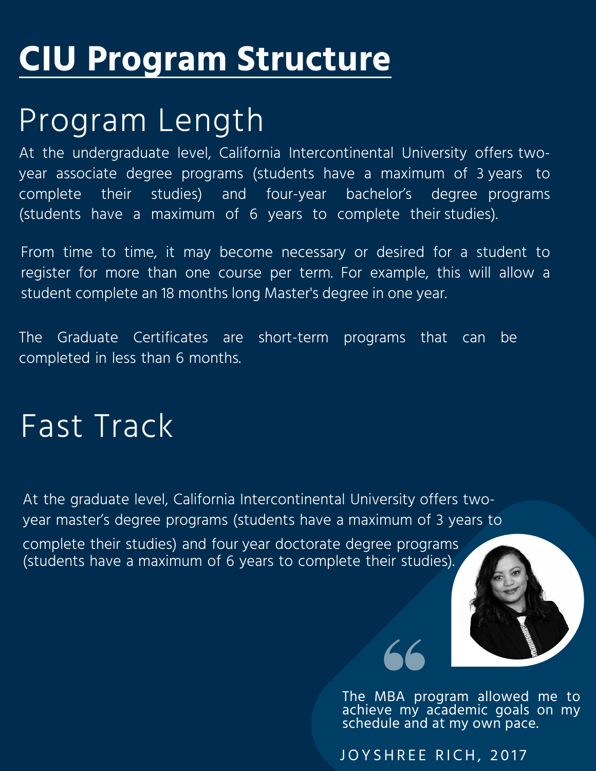# CIU Program Structure

## Program Length

At the undergraduate level, California Intercontinental University offers two-year associate degree programs (students have a maximum of 3 years to complete their studies) and four-year bachelor's degree programs (students have a maximum of 6 years to complete their studies).

From time to time, it may become necessary or desired for a student to register for more than one course per term. For example, this will allow a student complete an 18 months long Master's degree in one year.

The Graduate Certificates are short-term programs that can be completed in less than 6 months.

## Fast Track

At the graduate level, California Intercontinental University offers two-year master's degree programs (students have a maximum of 3 years to complete their studies) and four year doctorate degree programs (students have a maximum of 6 years to complete their studies).

> The MBA program allowed me to achieve my academic goals on my schedule and at my own pace.
>
> JOYSHREE RICH, 2017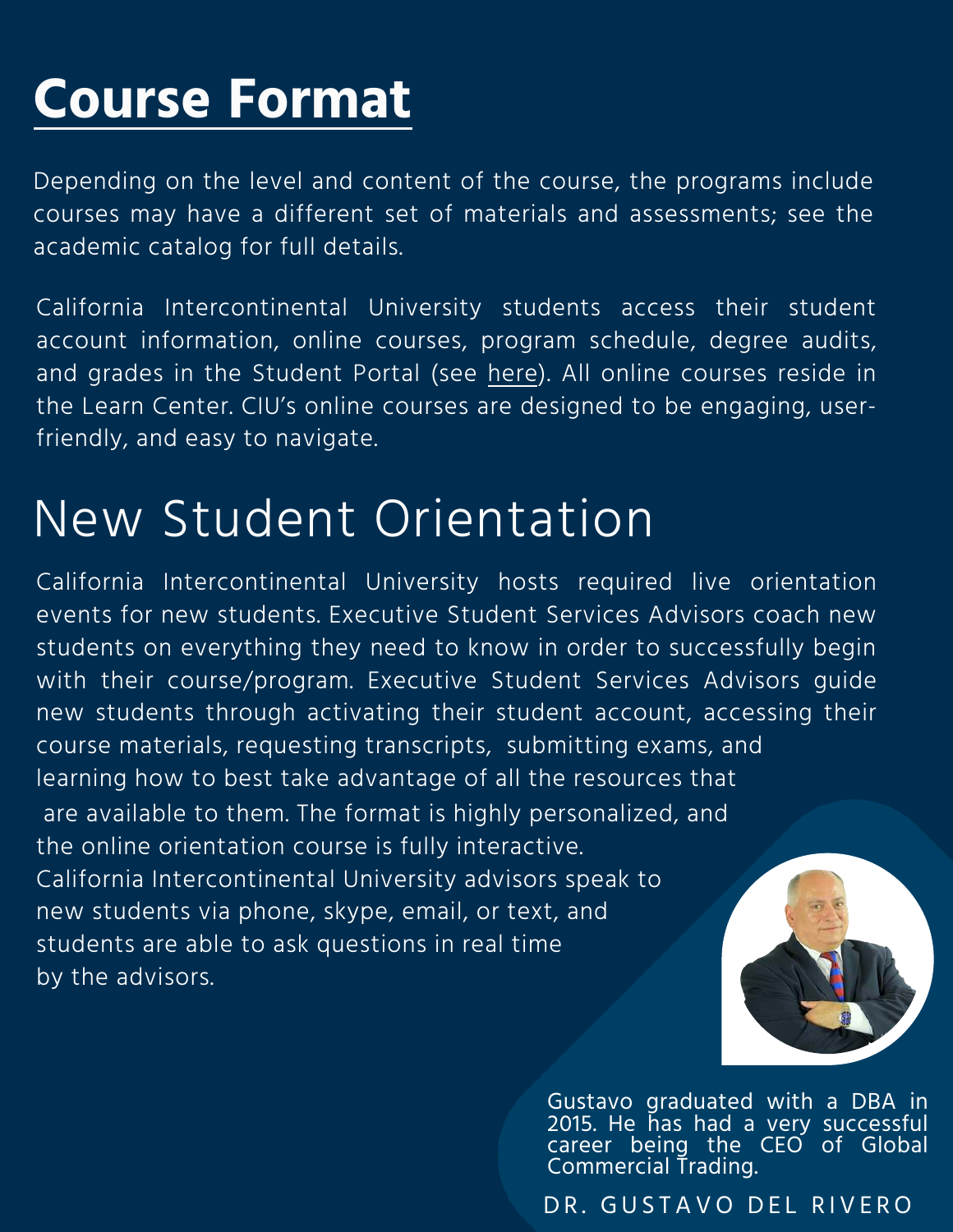# Course Format

Depending on the level and content of the course, the programs include courses may have a different set of materials and assessments; see the academic catalog for full details.

California Intercontinental University students access their student account information, online courses, program schedule, degree audits, and grades in the Student Portal (see here). All online courses reside in the Learn Center. CIU's online courses are designed to be engaging, user-friendly, and easy to navigate.

## New Student Orientation

California Intercontinental University hosts required live orientation events for new students. Executive Student Services Advisors coach new students on everything they need to know in order to successfully begin with their course/program. Executive Student Services Advisors guide new students through activating their student account, accessing their course materials, requesting transcripts, submitting exams, and learning how to best take advantage of all the resources that are available to them. The format is highly personalized, and the online orientation course is fully interactive. California Intercontinental University advisors speak to new students via phone, skype, email, or text, and students are able to ask questions in real time by the advisors.

Gustavo graduated with a DBA in 2015. He has had a very successful career being the CEO of Global Commercial Trading.

DR. GUSTAVO DEL RIVERO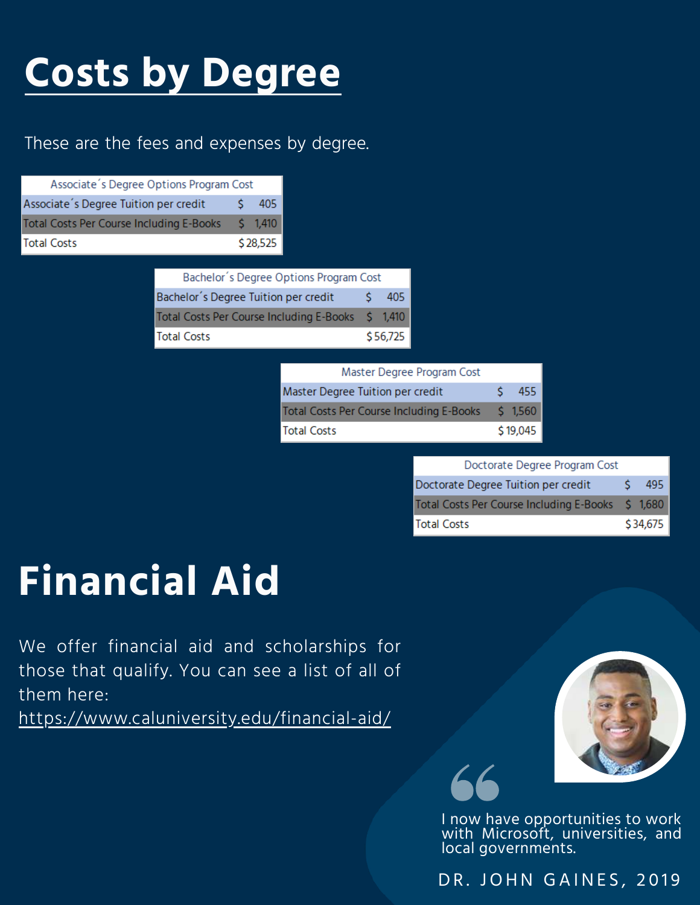# Costs by Degree

These are the fees and expenses by degree.

| Associate´s Degree Options Program Cost | |
|---|---|
| Associate´s Degree Tuition per credit | $ 405 |
| Total Costs Per Course Including E-Books | $ 1,410 |
| Total Costs | $ 28,525 |

| Bachelor´s Degree Options Program Cost | |
|---|---|
| Bachelor´s Degree Tuition per credit | $ 405 |
| Total Costs Per Course Including E-Books | $ 1,410 |
| Total Costs | $ 56,725 |

| Master Degree Program Cost | |
|---|---|
| Master Degree Tuition per credit | $ 455 |
| Total Costs Per Course Including E-Books | $ 1,560 |
| Total Costs | $ 19,045 |

| Doctorate Degree Program Cost | |
|---|---|
| Doctorate Degree Tuition per credit | $ 495 |
| Total Costs Per Course Including E-Books | $ 1,680 |
| Total Costs | $ 34,675 |

# Financial Aid

We offer financial aid and scholarships for those that qualify. You can see a list of all of them here: https://www.caluniversity.edu/financial-aid/

"I now have opportunities to work with Microsoft, universities, and local governments.

DR. JOHN GAINES, 2019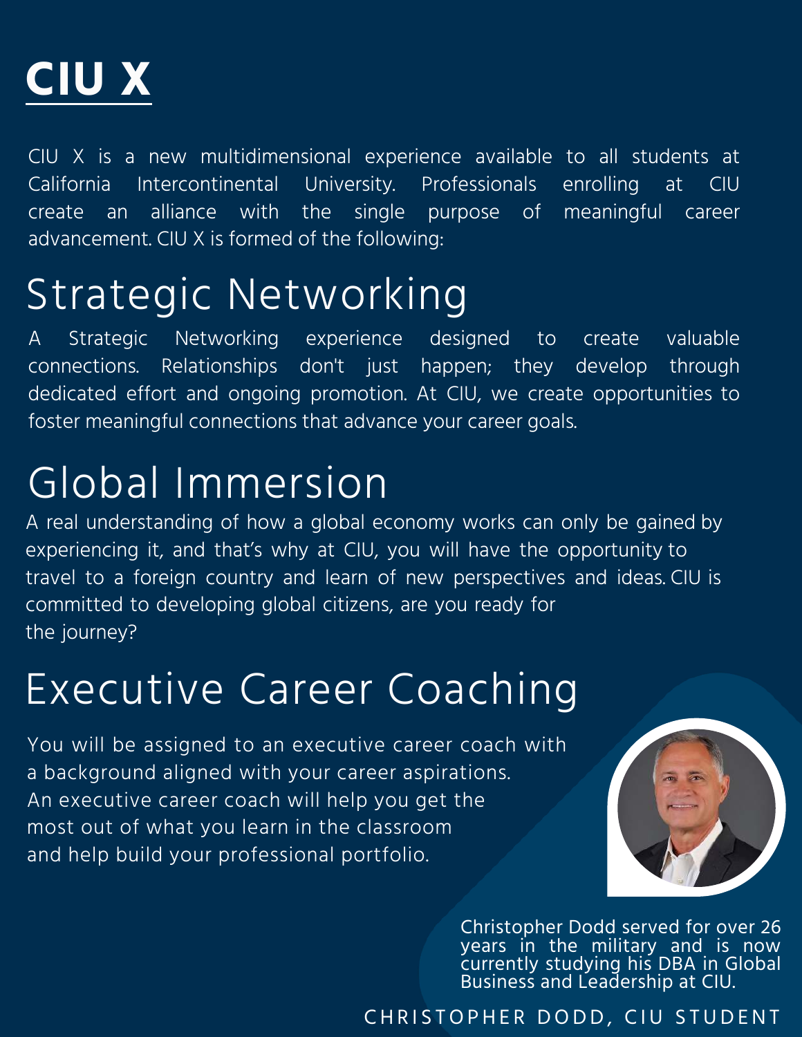# CIU X

CIU X is a new multidimensional experience available to all students at California Intercontinental University. Professionals enrolling at CIU create an alliance with the single purpose of meaningful career advancement. CIU X is formed of the following:

## Strategic Networking

A Strategic Networking experience designed to create valuable connections. Relationships don't just happen; they develop through dedicated effort and ongoing promotion. At CIU, we create opportunities to foster meaningful connections that advance your career goals.

## Global Immersion

A real understanding of how a global economy works can only be gained by experiencing it, and that's why at CIU, you will have the opportunity to travel to a foreign country and learn of new perspectives and ideas. CIU is committed to developing global citizens, are you ready for the journey?

## Executive Career Coaching

You will be assigned to an executive career coach with a background aligned with your career aspirations. An executive career coach will help you get the most out of what you learn in the classroom and help build your professional portfolio.

Christopher Dodd served for over 26 years in the military and is now currently studying his DBA in Global Business and Leadership at CIU.

CHRISTOPHER DODD, CIU STUDENT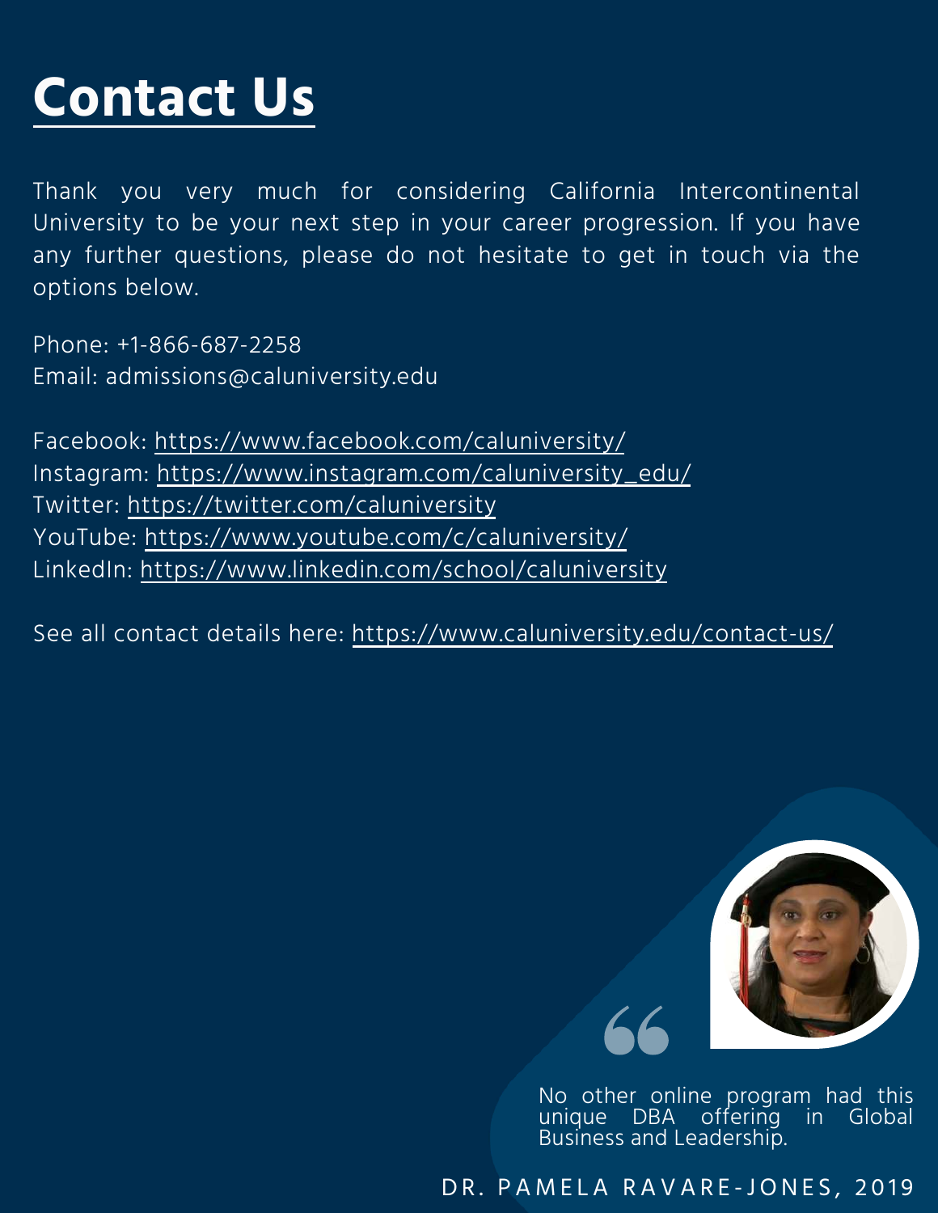# Contact Us

Thank you very much for considering California Intercontinental University to be your next step in your career progression. If you have any further questions, please do not hesitate to get in touch via the options below.

Phone: +1-866-687-2258
Email: admissions@caluniversity.edu

Facebook: https://www.facebook.com/caluniversity/
Instagram: https://www.instagram.com/caluniversity_edu/
Twitter: https://twitter.com/caluniversity
YouTube: https://www.youtube.com/c/caluniversity/
LinkedIn: https://www.linkedin.com/school/caluniversity

See all contact details here: https://www.caluniversity.edu/contact-us/

> No other online program had this unique DBA offering in Global Business and Leadership.

DR. PAMELA RAVARE-JONES, 2019